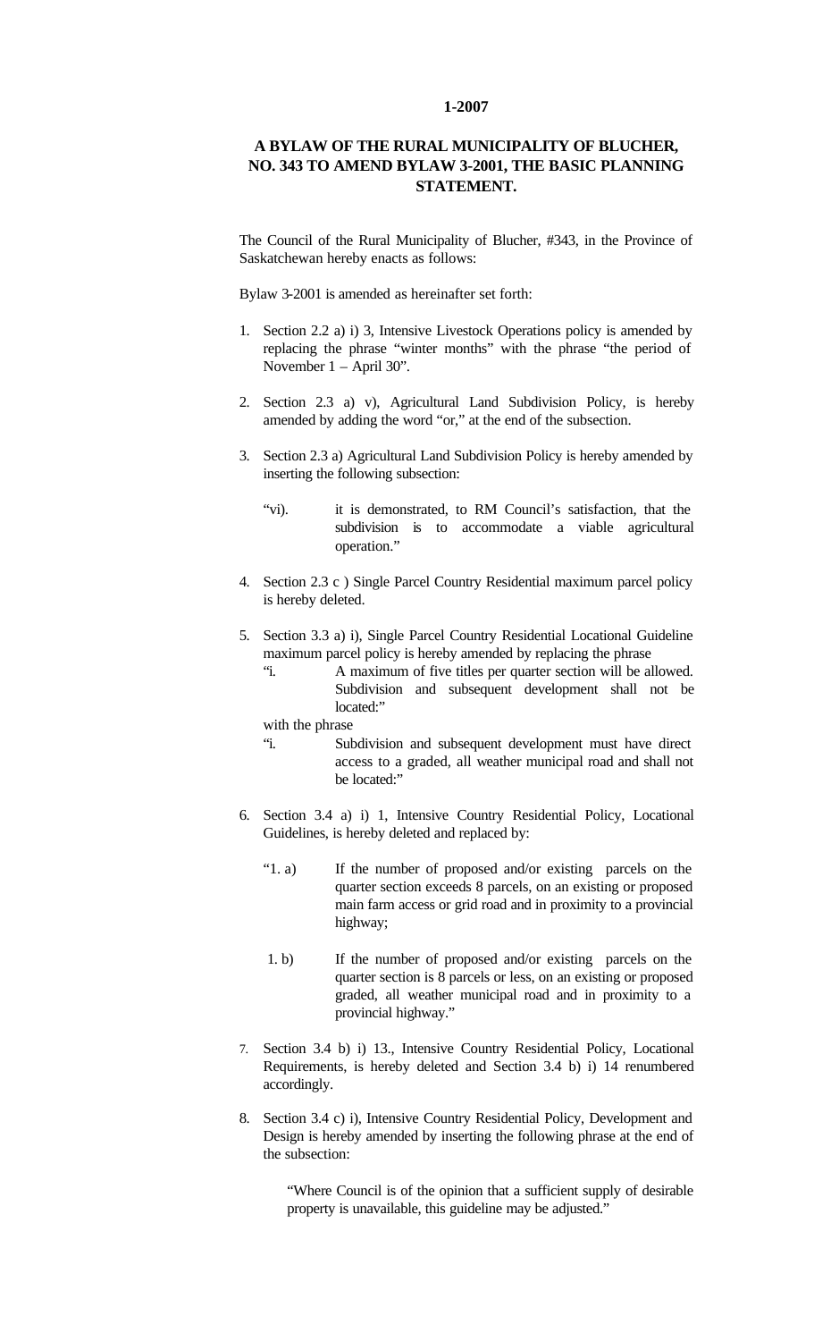**1-2007**

# A BYLAW OF THE RURAL MUNICIPALITY OF BLUCHER, NO. 343 TO AMEND BYLAW 3-2001, THE BASIC PLANNING STATEMENT.

The Council of the Rural Municipality of Blucher, #343, in the Province of Saskatchewan hereby enacts as follows:

Bylaw 3-2001 is amended as hereinafter set forth:

1. Section 2.2 a) i) 3, Intensive Livestock Operations policy is amended by replacing the phrase "winter months" with the phrase "the period of November 1 – April 30".

2. Section 2.3 a) v), Agricultural Land Subdivision Policy, is hereby amended by adding the word "or," at the end of the subsection.

3. Section 2.3 a) Agricultural Land Subdivision Policy is hereby amended by inserting the following subsection:

   "vi). it is demonstrated, to RM Council's satisfaction, that the subdivision is to accommodate a viable agricultural operation."

4. Section 2.3 c ) Single Parcel Country Residential maximum parcel policy is hereby deleted.

5. Section 3.3 a) i), Single Parcel Country Residential Locational Guideline maximum parcel policy is hereby amended by replacing the phrase

   "i. A maximum of five titles per quarter section will be allowed. Subdivision and subsequent development shall not be located:"

   with the phrase

   "i. Subdivision and subsequent development must have direct access to a graded, all weather municipal road and shall not be located:"

6. Section 3.4 a) i) 1, Intensive Country Residential Policy, Locational Guidelines, is hereby deleted and replaced by:

   "1. a) If the number of proposed and/or existing parcels on the quarter section exceeds 8 parcels, on an existing or proposed main farm access or grid road and in proximity to a provincial highway;

   1. b) If the number of proposed and/or existing parcels on the quarter section is 8 parcels or less, on an existing or proposed graded, all weather municipal road and in proximity to a provincial highway."

7. Section 3.4 b) i) 13., Intensive Country Residential Policy, Locational Requirements, is hereby deleted and Section 3.4 b) i) 14 renumbered accordingly.

8. Section 3.4 c) i), Intensive Country Residential Policy, Development and Design is hereby amended by inserting the following phrase at the end of the subsection:

   "Where Council is of the opinion that a sufficient supply of desirable property is unavailable, this guideline may be adjusted."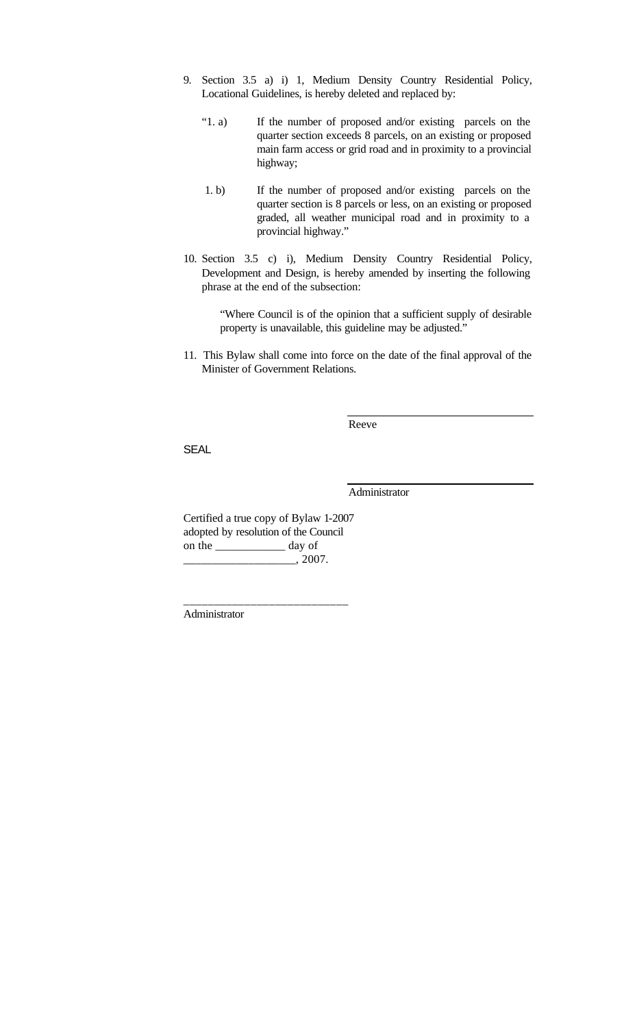9. Section 3.5 a) i) 1, Medium Density Country Residential Policy, Locational Guidelines, is hereby deleted and replaced by:

   "1. a) If the number of proposed and/or existing parcels on the quarter section exceeds 8 parcels, on an existing or proposed main farm access or grid road and in proximity to a provincial highway;

   1. b) If the number of proposed and/or existing parcels on the quarter section is 8 parcels or less, on an existing or proposed graded, all weather municipal road and in proximity to a provincial highway."

10. Section 3.5 c) i), Medium Density Country Residential Policy, Development and Design, is hereby amended by inserting the following phrase at the end of the subsection:

    "Where Council is of the opinion that a sufficient supply of desirable property is unavailable, this guideline may be adjusted."

11. This Bylaw shall come into force on the date of the final approval of the Minister of Government Relations.

______________________________
Reeve

SEAL

______________________________
Administrator

Certified a true copy of Bylaw 1-2007
adopted by resolution of the Council
on the ____________ day of
___________________, 2007.

___________________________
Administrator